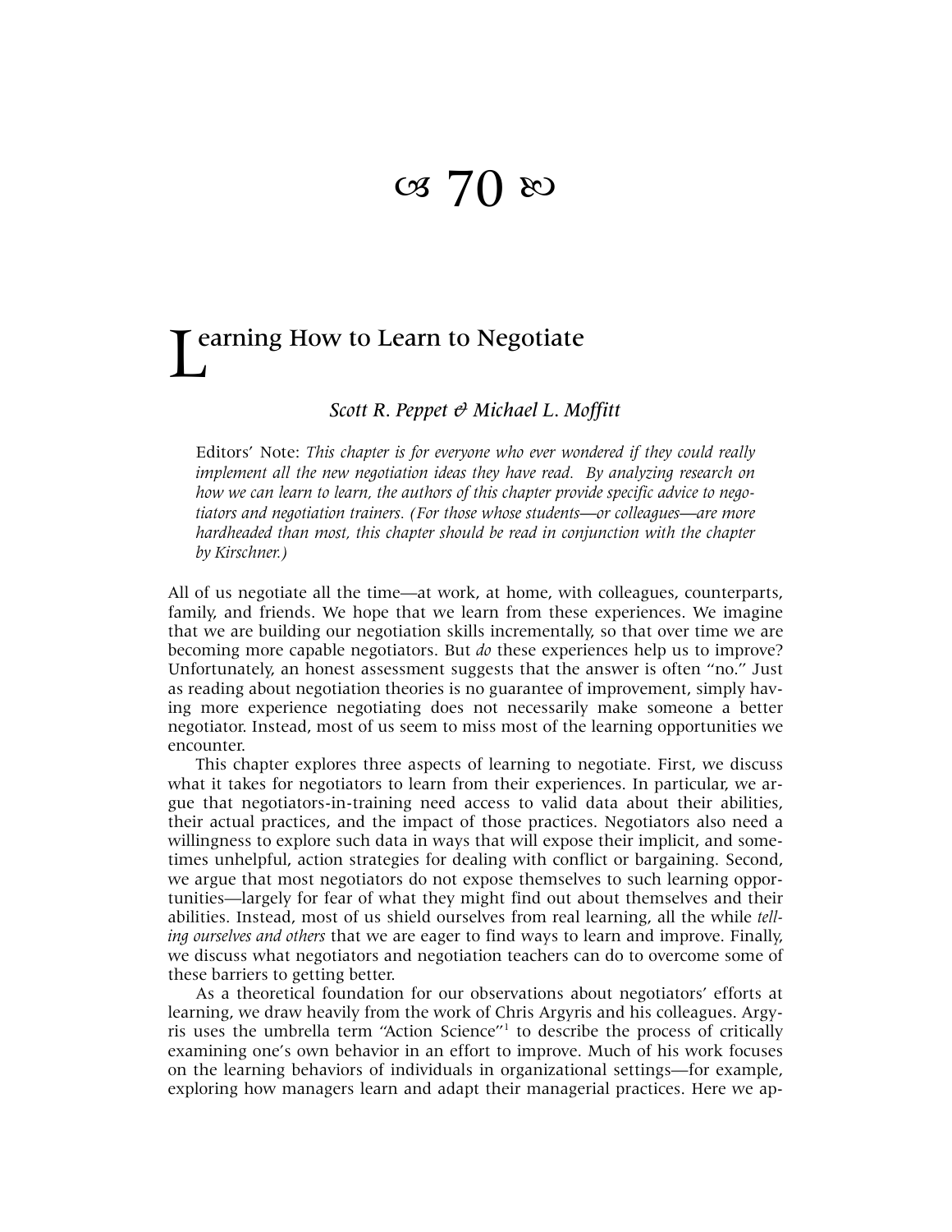# 70

## Learning How to Learn to Negotiate

*Scott R. Peppet & Michael L. Moffitt*

Editors' Note: *This chapter is for everyone who ever wondered if they could really implement all the new negotiation ideas they have read. By analyzing research on how we can learn to learn, the authors of this chapter provide specific advice to negotiators and negotiation trainers. (For those whose students—or colleagues—are more hardheaded than most, this chapter should be read in conjunction with the chapter by Kirschner.)*

All of us negotiate all the time—at work, at home, with colleagues, counterparts, family, and friends. We hope that we learn from these experiences. We imagine that we are building our negotiation skills incrementally, so that over time we are becoming more capable negotiators. But *do* these experiences help us to improve? Unfortunately, an honest assessment suggests that the answer is often "no." Just as reading about negotiation theories is no guarantee of improvement, simply having more experience negotiating does not necessarily make someone a better negotiator. Instead, most of us seem to miss most of the learning opportunities we encounter.

This chapter explores three aspects of learning to negotiate. First, we discuss what it takes for negotiators to learn from their experiences. In particular, we argue that negotiators-in-training need access to valid data about their abilities, their actual practices, and the impact of those practices. Negotiators also need a willingness to explore such data in ways that will expose their implicit, and sometimes unhelpful, action strategies for dealing with conflict or bargaining. Second, we argue that most negotiators do not expose themselves to such learning opportunities—largely for fear of what they might find out about themselves and their abilities. Instead, most of us shield ourselves from real learning, all the while *telling ourselves and others* that we are eager to find ways to learn and improve. Finally, we discuss what negotiators and negotiation teachers can do to overcome some of these barriers to getting better.

As a theoretical foundation for our observations about negotiators' efforts at learning, we draw heavily from the work of Chris Argyris and his colleagues. Argyris uses the umbrella term "Action Science"[1] to describe the process of critically examining one's own behavior in an effort to improve. Much of his work focuses on the learning behaviors of individuals in organizational settings—for example, exploring how managers learn and adapt their managerial practices. Here we ap-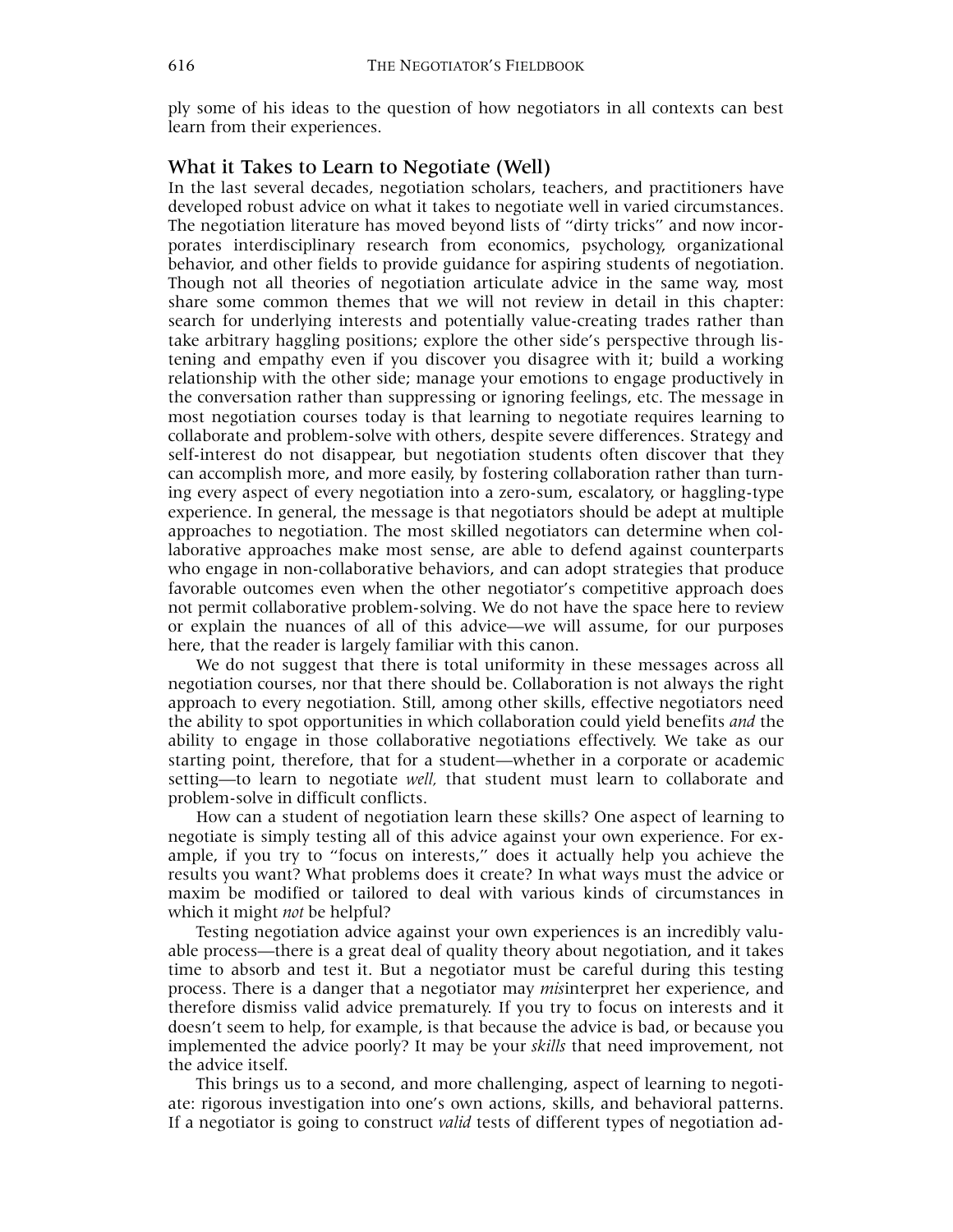ply some of his ideas to the question of how negotiators in all contexts can best learn from their experiences.

## What it Takes to Learn to Negotiate (Well)

In the last several decades, negotiation scholars, teachers, and practitioners have developed robust advice on what it takes to negotiate well in varied circumstances. The negotiation literature has moved beyond lists of "dirty tricks" and now incorporates interdisciplinary research from economics, psychology, organizational behavior, and other fields to provide guidance for aspiring students of negotiation. Though not all theories of negotiation articulate advice in the same way, most share some common themes that we will not review in detail in this chapter: search for underlying interests and potentially value-creating trades rather than take arbitrary haggling positions; explore the other side's perspective through listening and empathy even if you discover you disagree with it; build a working relationship with the other side; manage your emotions to engage productively in the conversation rather than suppressing or ignoring feelings, etc. The message in most negotiation courses today is that learning to negotiate requires learning to collaborate and problem-solve with others, despite severe differences. Strategy and self-interest do not disappear, but negotiation students often discover that they can accomplish more, and more easily, by fostering collaboration rather than turning every aspect of every negotiation into a zero-sum, escalatory, or haggling-type experience. In general, the message is that negotiators should be adept at multiple approaches to negotiation. The most skilled negotiators can determine when collaborative approaches make most sense, are able to defend against counterparts who engage in non-collaborative behaviors, and can adopt strategies that produce favorable outcomes even when the other negotiator's competitive approach does not permit collaborative problem-solving. We do not have the space here to review or explain the nuances of all of this advice—we will assume, for our purposes here, that the reader is largely familiar with this canon.

We do not suggest that there is total uniformity in these messages across all negotiation courses, nor that there should be. Collaboration is not always the right approach to every negotiation. Still, among other skills, effective negotiators need the ability to spot opportunities in which collaboration could yield benefits *and* the ability to engage in those collaborative negotiations effectively. We take as our starting point, therefore, that for a student—whether in a corporate or academic setting—to learn to negotiate *well,* that student must learn to collaborate and problem-solve in difficult conflicts.

How can a student of negotiation learn these skills? One aspect of learning to negotiate is simply testing all of this advice against your own experience. For example, if you try to "focus on interests," does it actually help you achieve the results you want? What problems does it create? In what ways must the advice or maxim be modified or tailored to deal with various kinds of circumstances in which it might *not* be helpful?

Testing negotiation advice against your own experiences is an incredibly valuable process—there is a great deal of quality theory about negotiation, and it takes time to absorb and test it. But a negotiator must be careful during this testing process. There is a danger that a negotiator may *mis*interpret her experience, and therefore dismiss valid advice prematurely. If you try to focus on interests and it doesn't seem to help, for example, is that because the advice is bad, or because you implemented the advice poorly? It may be your *skills* that need improvement, not the advice itself.

This brings us to a second, and more challenging, aspect of learning to negotiate: rigorous investigation into one's own actions, skills, and behavioral patterns. If a negotiator is going to construct *valid* tests of different types of negotiation ad-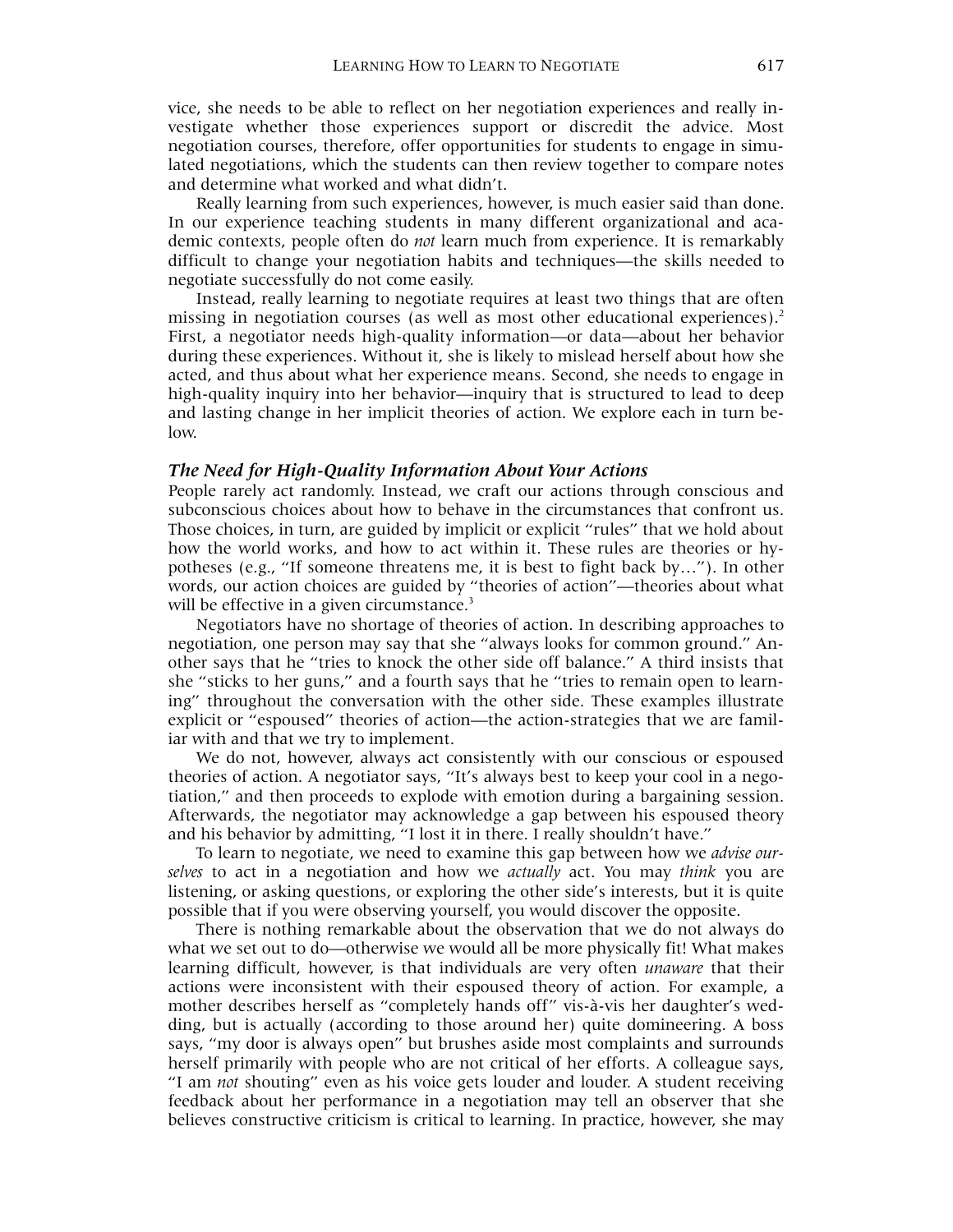vice, she needs to be able to reflect on her negotiation experiences and really investigate whether those experiences support or discredit the advice. Most negotiation courses, therefore, offer opportunities for students to engage in simulated negotiations, which the students can then review together to compare notes and determine what worked and what didn't.

Really learning from such experiences, however, is much easier said than done. In our experience teaching students in many different organizational and academic contexts, people often do *not* learn much from experience. It is remarkably difficult to change your negotiation habits and techniques—the skills needed to negotiate successfully do not come easily.

Instead, really learning to negotiate requires at least two things that are often missing in negotiation courses (as well as most other educational experiences).[2] First, a negotiator needs high-quality information—or data—about her behavior during these experiences. Without it, she is likely to mislead herself about how she acted, and thus about what her experience means. Second, she needs to engage in high-quality inquiry into her behavior—inquiry that is structured to lead to deep and lasting change in her implicit theories of action. We explore each in turn below.

### *The Need for High-Quality Information About Your Actions*

People rarely act randomly. Instead, we craft our actions through conscious and subconscious choices about how to behave in the circumstances that confront us. Those choices, in turn, are guided by implicit or explicit "rules" that we hold about how the world works, and how to act within it. These rules are theories or hypotheses (e.g., "If someone threatens me, it is best to fight back by…"). In other words, our action choices are guided by "theories of action"—theories about what will be effective in a given circumstance.[3]

Negotiators have no shortage of theories of action. In describing approaches to negotiation, one person may say that she "always looks for common ground." Another says that he "tries to knock the other side off balance." A third insists that she "sticks to her guns," and a fourth says that he "tries to remain open to learning" throughout the conversation with the other side. These examples illustrate explicit or "espoused" theories of action—the action-strategies that we are familiar with and that we try to implement.

We do not, however, always act consistently with our conscious or espoused theories of action. A negotiator says, "It's always best to keep your cool in a negotiation," and then proceeds to explode with emotion during a bargaining session. Afterwards, the negotiator may acknowledge a gap between his espoused theory and his behavior by admitting, "I lost it in there. I really shouldn't have."

To learn to negotiate, we need to examine this gap between how we *advise ourselves* to act in a negotiation and how we *actually* act. You may *think* you are listening, or asking questions, or exploring the other side's interests, but it is quite possible that if you were observing yourself, you would discover the opposite.

There is nothing remarkable about the observation that we do not always do what we set out to do—otherwise we would all be more physically fit! What makes learning difficult, however, is that individuals are very often *unaware* that their actions were inconsistent with their espoused theory of action. For example, a mother describes herself as "completely hands off" vis-à-vis her daughter's wedding, but is actually (according to those around her) quite domineering. A boss says, "my door is always open" but brushes aside most complaints and surrounds herself primarily with people who are not critical of her efforts. A colleague says, "I am *not* shouting" even as his voice gets louder and louder. A student receiving feedback about her performance in a negotiation may tell an observer that she believes constructive criticism is critical to learning. In practice, however, she may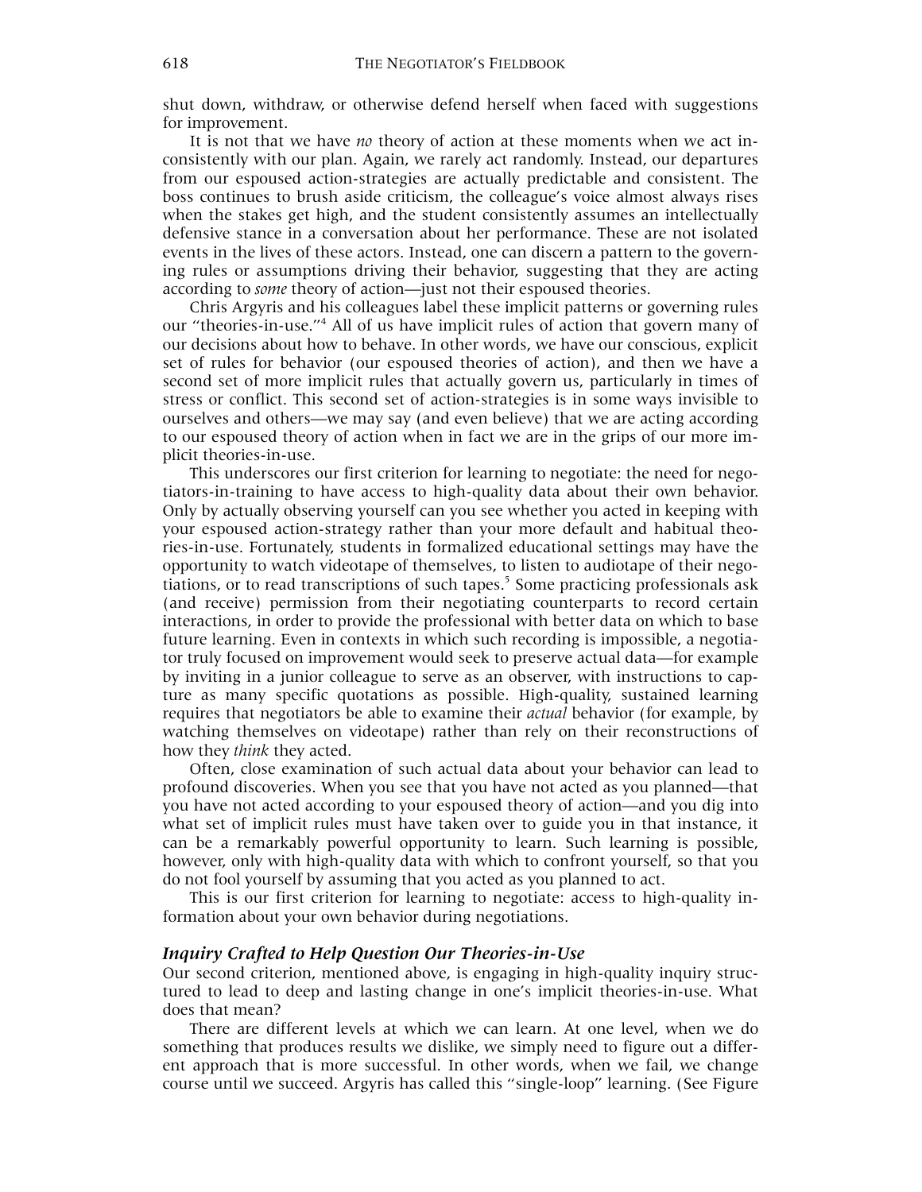shut down, withdraw, or otherwise defend herself when faced with suggestions for improvement.

It is not that we have *no* theory of action at these moments when we act inconsistently with our plan. Again, we rarely act randomly. Instead, our departures from our espoused action-strategies are actually predictable and consistent. The boss continues to brush aside criticism, the colleague's voice almost always rises when the stakes get high, and the student consistently assumes an intellectually defensive stance in a conversation about her performance. These are not isolated events in the lives of these actors. Instead, one can discern a pattern to the governing rules or assumptions driving their behavior, suggesting that they are acting according to *some* theory of action—just not their espoused theories.

Chris Argyris and his colleagues label these implicit patterns or governing rules our "theories-in-use."[4] All of us have implicit rules of action that govern many of our decisions about how to behave. In other words, we have our conscious, explicit set of rules for behavior (our espoused theories of action), and then we have a second set of more implicit rules that actually govern us, particularly in times of stress or conflict. This second set of action-strategies is in some ways invisible to ourselves and others—we may say (and even believe) that we are acting according to our espoused theory of action when in fact we are in the grips of our more implicit theories-in-use.

This underscores our first criterion for learning to negotiate: the need for negotiators-in-training to have access to high-quality data about their own behavior. Only by actually observing yourself can you see whether you acted in keeping with your espoused action-strategy rather than your more default and habitual theories-in-use. Fortunately, students in formalized educational settings may have the opportunity to watch videotape of themselves, to listen to audiotape of their negotiations, or to read transcriptions of such tapes.[5] Some practicing professionals ask (and receive) permission from their negotiating counterparts to record certain interactions, in order to provide the professional with better data on which to base future learning. Even in contexts in which such recording is impossible, a negotiator truly focused on improvement would seek to preserve actual data—for example by inviting in a junior colleague to serve as an observer, with instructions to capture as many specific quotations as possible. High-quality, sustained learning requires that negotiators be able to examine their *actual* behavior (for example, by watching themselves on videotape) rather than rely on their reconstructions of how they *think* they acted.

Often, close examination of such actual data about your behavior can lead to profound discoveries. When you see that you have not acted as you planned—that you have not acted according to your espoused theory of action—and you dig into what set of implicit rules must have taken over to guide you in that instance, it can be a remarkably powerful opportunity to learn. Such learning is possible, however, only with high-quality data with which to confront yourself, so that you do not fool yourself by assuming that you acted as you planned to act.

This is our first criterion for learning to negotiate: access to high-quality information about your own behavior during negotiations.

### *Inquiry Crafted to Help Question Our Theories-in-Use*

Our second criterion, mentioned above, is engaging in high-quality inquiry structured to lead to deep and lasting change in one's implicit theories-in-use. What does that mean?

There are different levels at which we can learn. At one level, when we do something that produces results we dislike, we simply need to figure out a different approach that is more successful. In other words, when we fail, we change course until we succeed. Argyris has called this "single-loop" learning. (See Figure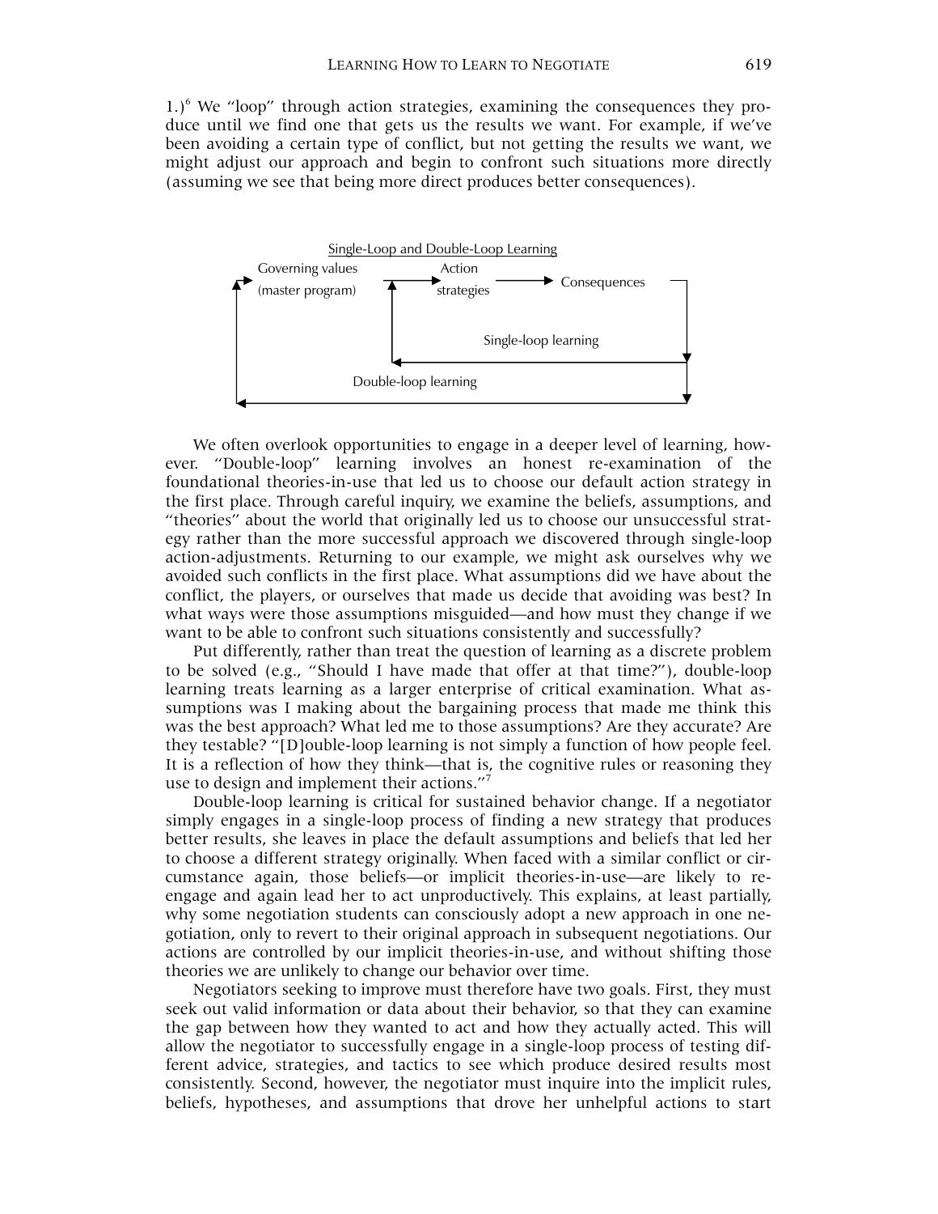1.)[6] We "loop" through action strategies, examining the consequences they produce until we find one that gets us the results we want. For example, if we've been avoiding a certain type of conflict, but not getting the results we want, we might adjust our approach and begin to confront such situations more directly (assuming we see that being more direct produces better consequences).

Single-Loop and Double-Loop Learning

Governing values (master program) → Action strategies → Consequences

Single-loop learning

Double-loop learning

We often overlook opportunities to engage in a deeper level of learning, however. "Double-loop" learning involves an honest re-examination of the foundational theories-in-use that led us to choose our default action strategy in the first place. Through careful inquiry, we examine the beliefs, assumptions, and "theories" about the world that originally led us to choose our unsuccessful strategy rather than the more successful approach we discovered through single-loop action-adjustments. Returning to our example, we might ask ourselves why we avoided such conflicts in the first place. What assumptions did we have about the conflict, the players, or ourselves that made us decide that avoiding was best? In what ways were those assumptions misguided—and how must they change if we want to be able to confront such situations consistently and successfully?

Put differently, rather than treat the question of learning as a discrete problem to be solved (e.g., "Should I have made that offer at that time?"), double-loop learning treats learning as a larger enterprise of critical examination. What assumptions was I making about the bargaining process that made me think this was the best approach? What led me to those assumptions? Are they accurate? Are they testable? "[D]ouble-loop learning is not simply a function of how people feel. It is a reflection of how they think—that is, the cognitive rules or reasoning they use to design and implement their actions."[7]

Double-loop learning is critical for sustained behavior change. If a negotiator simply engages in a single-loop process of finding a new strategy that produces better results, she leaves in place the default assumptions and beliefs that led her to choose a different strategy originally. When faced with a similar conflict or circumstance again, those beliefs—or implicit theories-in-use—are likely to re-engage and again lead her to act unproductively. This explains, at least partially, why some negotiation students can consciously adopt a new approach in one negotiation, only to revert to their original approach in subsequent negotiations. Our actions are controlled by our implicit theories-in-use, and without shifting those theories we are unlikely to change our behavior over time.

Negotiators seeking to improve must therefore have two goals. First, they must seek out valid information or data about their behavior, so that they can examine the gap between how they wanted to act and how they actually acted. This will allow the negotiator to successfully engage in a single-loop process of testing different advice, strategies, and tactics to see which produce desired results most consistently. Second, however, the negotiator must inquire into the implicit rules, beliefs, hypotheses, and assumptions that drove her unhelpful actions to start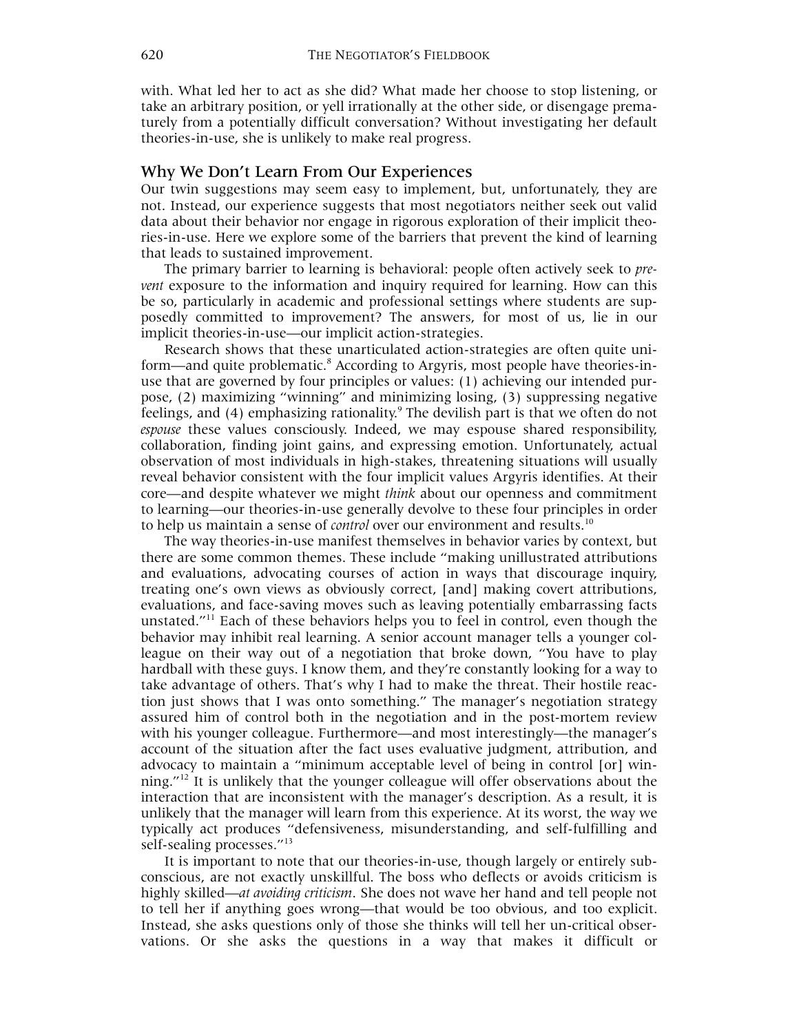with. What led her to act as she did? What made her choose to stop listening, or take an arbitrary position, or yell irrationally at the other side, or disengage prematurely from a potentially difficult conversation? Without investigating her default theories-in-use, she is unlikely to make real progress.

## Why We Don't Learn From Our Experiences

Our twin suggestions may seem easy to implement, but, unfortunately, they are not. Instead, our experience suggests that most negotiators neither seek out valid data about their behavior nor engage in rigorous exploration of their implicit theories-in-use. Here we explore some of the barriers that prevent the kind of learning that leads to sustained improvement.

The primary barrier to learning is behavioral: people often actively seek to *prevent* exposure to the information and inquiry required for learning. How can this be so, particularly in academic and professional settings where students are supposedly committed to improvement? The answers, for most of us, lie in our implicit theories-in-use—our implicit action-strategies.

Research shows that these unarticulated action-strategies are often quite uniform—and quite problematic.[8] According to Argyris, most people have theories-in-use that are governed by four principles or values: (1) achieving our intended purpose, (2) maximizing "winning" and minimizing losing, (3) suppressing negative feelings, and (4) emphasizing rationality.[9] The devilish part is that we often do not *espouse* these values consciously. Indeed, we may espouse shared responsibility, collaboration, finding joint gains, and expressing emotion. Unfortunately, actual observation of most individuals in high-stakes, threatening situations will usually reveal behavior consistent with the four implicit values Argyris identifies. At their core—and despite whatever we might *think* about our openness and commitment to learning—our theories-in-use generally devolve to these four principles in order to help us maintain a sense of *control* over our environment and results.[10]

The way theories-in-use manifest themselves in behavior varies by context, but there are some common themes. These include "making unillustrated attributions and evaluations, advocating courses of action in ways that discourage inquiry, treating one's own views as obviously correct, [and] making covert attributions, evaluations, and face-saving moves such as leaving potentially embarrassing facts unstated."[11] Each of these behaviors helps you to feel in control, even though the behavior may inhibit real learning. A senior account manager tells a younger colleague on their way out of a negotiation that broke down, "You have to play hardball with these guys. I know them, and they're constantly looking for a way to take advantage of others. That's why I had to make the threat. Their hostile reaction just shows that I was onto something." The manager's negotiation strategy assured him of control both in the negotiation and in the post-mortem review with his younger colleague. Furthermore—and most interestingly—the manager's account of the situation after the fact uses evaluative judgment, attribution, and advocacy to maintain a "minimum acceptable level of being in control [or] winning."[12] It is unlikely that the younger colleague will offer observations about the interaction that are inconsistent with the manager's description. As a result, it is unlikely that the manager will learn from this experience. At its worst, the way we typically act produces "defensiveness, misunderstanding, and self-fulfilling and self-sealing processes."[13]

It is important to note that our theories-in-use, though largely or entirely subconscious, are not exactly unskillful. The boss who deflects or avoids criticism is highly skilled—*at avoiding criticism*. She does not wave her hand and tell people not to tell her if anything goes wrong—that would be too obvious, and too explicit. Instead, she asks questions only of those she thinks will tell her un-critical observations. Or she asks the questions in a way that makes it difficult or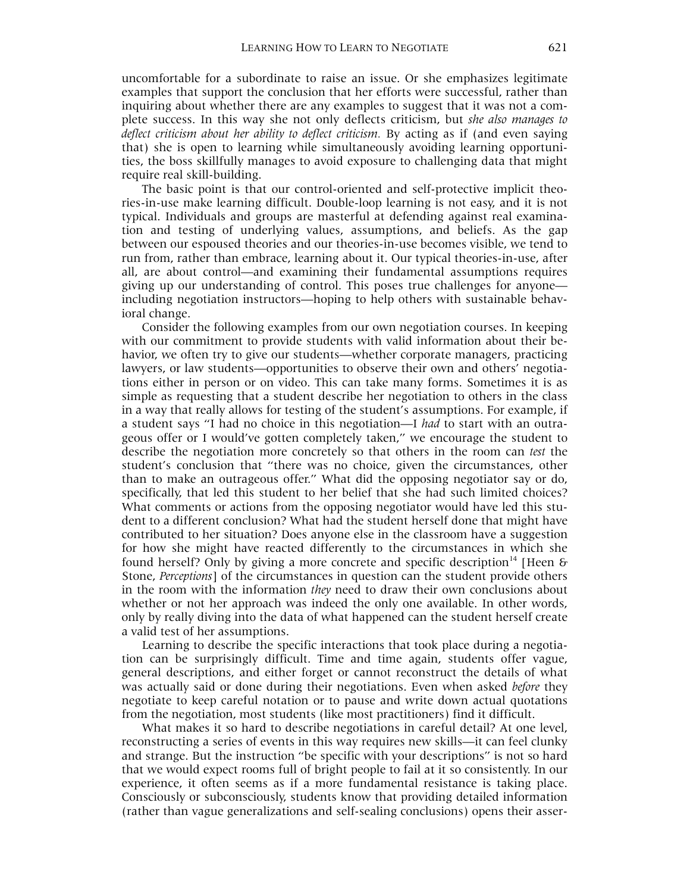uncomfortable for a subordinate to raise an issue. Or she emphasizes legitimate examples that support the conclusion that her efforts were successful, rather than inquiring about whether there are any examples to suggest that it was not a complete success. In this way she not only deflects criticism, but *she also manages to deflect criticism about her ability to deflect criticism.* By acting as if (and even saying that) she is open to learning while simultaneously avoiding learning opportunities, the boss skillfully manages to avoid exposure to challenging data that might require real skill-building.

The basic point is that our control-oriented and self-protective implicit theories-in-use make learning difficult. Double-loop learning is not easy, and it is not typical. Individuals and groups are masterful at defending against real examination and testing of underlying values, assumptions, and beliefs. As the gap between our espoused theories and our theories-in-use becomes visible, we tend to run from, rather than embrace, learning about it. Our typical theories-in-use, after all, are about control—and examining their fundamental assumptions requires giving up our understanding of control. This poses true challenges for anyone—including negotiation instructors—hoping to help others with sustainable behavioral change.

Consider the following examples from our own negotiation courses. In keeping with our commitment to provide students with valid information about their behavior, we often try to give our students—whether corporate managers, practicing lawyers, or law students—opportunities to observe their own and others' negotiations either in person or on video. This can take many forms. Sometimes it is as simple as requesting that a student describe her negotiation to others in the class in a way that really allows for testing of the student's assumptions. For example, if a student says "I had no choice in this negotiation—I *had* to start with an outrageous offer or I would've gotten completely taken," we encourage the student to describe the negotiation more concretely so that others in the room can *test* the student's conclusion that "there was no choice, given the circumstances, other than to make an outrageous offer." What did the opposing negotiator say or do, specifically, that led this student to her belief that she had such limited choices? What comments or actions from the opposing negotiator would have led this student to a different conclusion? What had the student herself done that might have contributed to her situation? Does anyone else in the classroom have a suggestion for how she might have reacted differently to the circumstances in which she found herself? Only by giving a more concrete and specific description[14] [Heen & Stone, *Perceptions*] of the circumstances in question can the student provide others in the room with the information *they* need to draw their own conclusions about whether or not her approach was indeed the only one available. In other words, only by really diving into the data of what happened can the student herself create a valid test of her assumptions.

Learning to describe the specific interactions that took place during a negotiation can be surprisingly difficult. Time and time again, students offer vague, general descriptions, and either forget or cannot reconstruct the details of what was actually said or done during their negotiations. Even when asked *before* they negotiate to keep careful notation or to pause and write down actual quotations from the negotiation, most students (like most practitioners) find it difficult.

What makes it so hard to describe negotiations in careful detail? At one level, reconstructing a series of events in this way requires new skills—it can feel clunky and strange. But the instruction "be specific with your descriptions" is not so hard that we would expect rooms full of bright people to fail at it so consistently. In our experience, it often seems as if a more fundamental resistance is taking place. Consciously or subconsciously, students know that providing detailed information (rather than vague generalizations and self-sealing conclusions) opens their asser-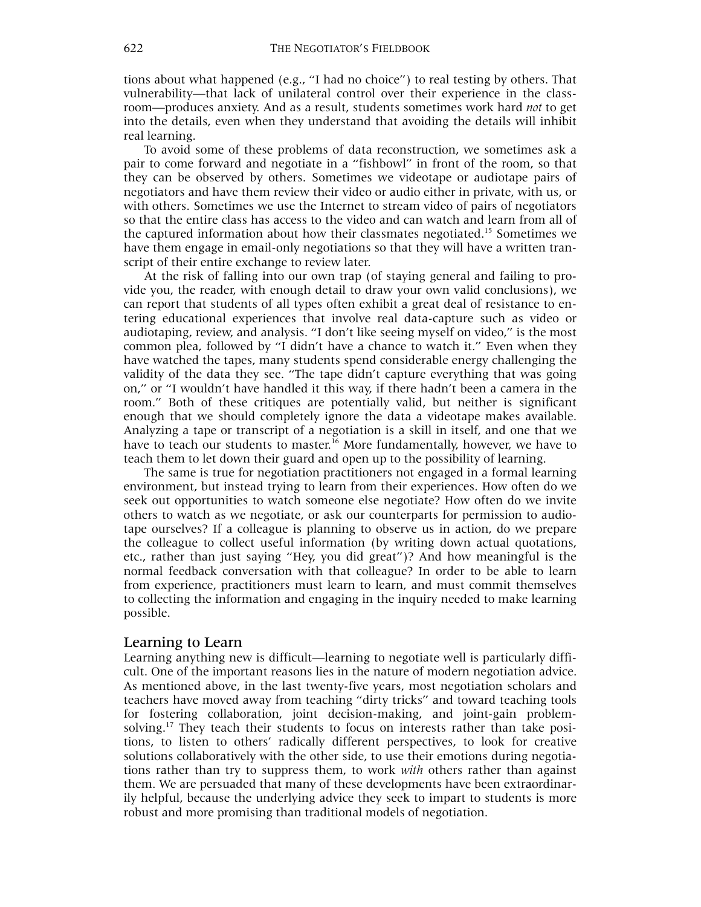tions about what happened (e.g., "I had no choice") to real testing by others. That vulnerability—that lack of unilateral control over their experience in the classroom—produces anxiety. And as a result, students sometimes work hard *not* to get into the details, even when they understand that avoiding the details will inhibit real learning.

To avoid some of these problems of data reconstruction, we sometimes ask a pair to come forward and negotiate in a "fishbowl" in front of the room, so that they can be observed by others. Sometimes we videotape or audiotape pairs of negotiators and have them review their video or audio either in private, with us, or with others. Sometimes we use the Internet to stream video of pairs of negotiators so that the entire class has access to the video and can watch and learn from all of the captured information about how their classmates negotiated.[15] Sometimes we have them engage in email-only negotiations so that they will have a written transcript of their entire exchange to review later.

At the risk of falling into our own trap (of staying general and failing to provide you, the reader, with enough detail to draw your own valid conclusions), we can report that students of all types often exhibit a great deal of resistance to entering educational experiences that involve real data-capture such as video or audiotaping, review, and analysis. "I don't like seeing myself on video," is the most common plea, followed by "I didn't have a chance to watch it." Even when they have watched the tapes, many students spend considerable energy challenging the validity of the data they see. "The tape didn't capture everything that was going on," or "I wouldn't have handled it this way, if there hadn't been a camera in the room." Both of these critiques are potentially valid, but neither is significant enough that we should completely ignore the data a videotape makes available. Analyzing a tape or transcript of a negotiation is a skill in itself, and one that we have to teach our students to master.[16] More fundamentally, however, we have to teach them to let down their guard and open up to the possibility of learning.

The same is true for negotiation practitioners not engaged in a formal learning environment, but instead trying to learn from their experiences. How often do we seek out opportunities to watch someone else negotiate? How often do we invite others to watch as we negotiate, or ask our counterparts for permission to audiotape ourselves? If a colleague is planning to observe us in action, do we prepare the colleague to collect useful information (by writing down actual quotations, etc., rather than just saying "Hey, you did great")? And how meaningful is the normal feedback conversation with that colleague? In order to be able to learn from experience, practitioners must learn to learn, and must commit themselves to collecting the information and engaging in the inquiry needed to make learning possible.

## Learning to Learn

Learning anything new is difficult—learning to negotiate well is particularly difficult. One of the important reasons lies in the nature of modern negotiation advice. As mentioned above, in the last twenty-five years, most negotiation scholars and teachers have moved away from teaching "dirty tricks" and toward teaching tools for fostering collaboration, joint decision-making, and joint-gain problem-solving.[17] They teach their students to focus on interests rather than take positions, to listen to others' radically different perspectives, to look for creative solutions collaboratively with the other side, to use their emotions during negotiations rather than try to suppress them, to work *with* others rather than against them. We are persuaded that many of these developments have been extraordinarily helpful, because the underlying advice they seek to impart to students is more robust and more promising than traditional models of negotiation.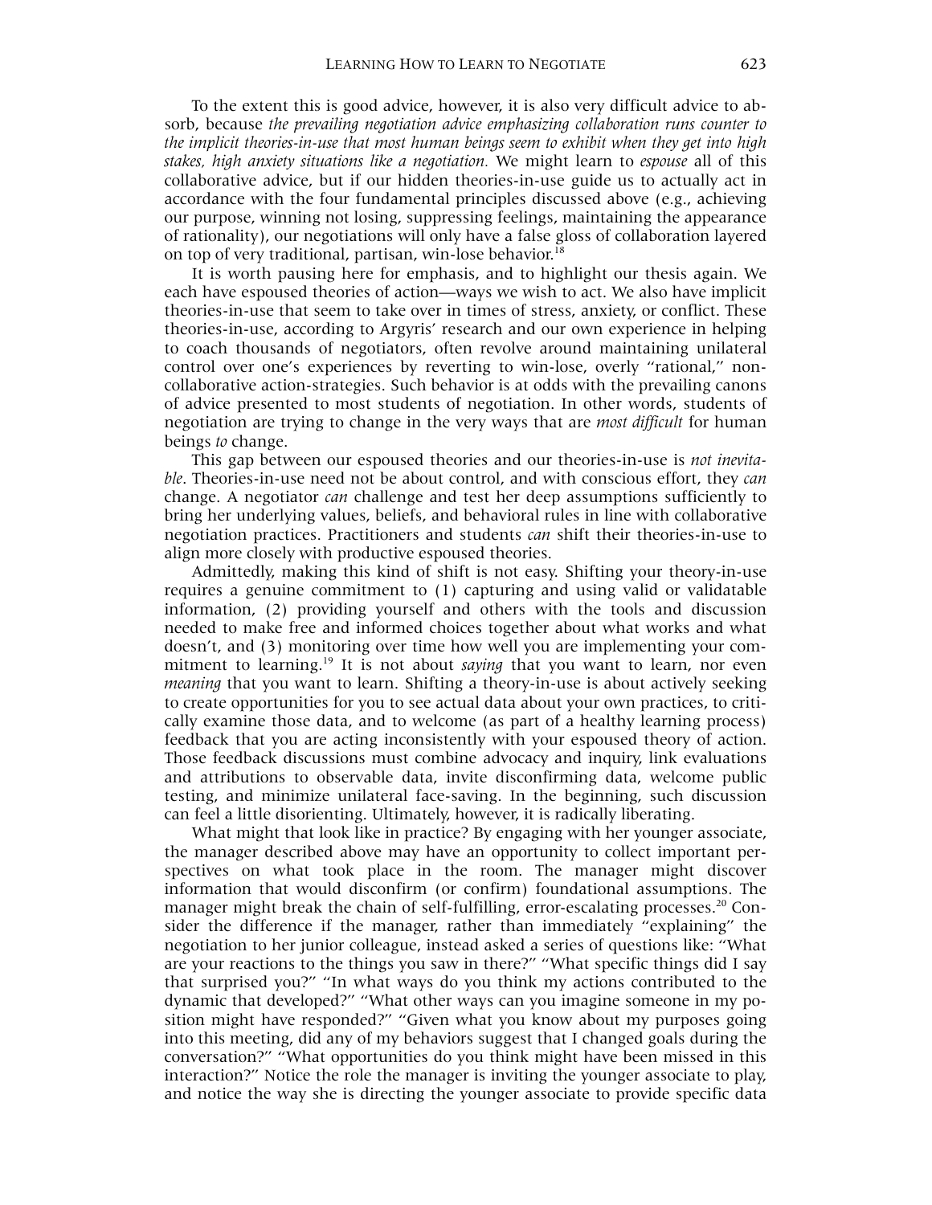To the extent this is good advice, however, it is also very difficult advice to absorb, because *the prevailing negotiation advice emphasizing collaboration runs counter to the implicit theories-in-use that most human beings seem to exhibit when they get into high stakes, high anxiety situations like a negotiation.* We might learn to *espouse* all of this collaborative advice, but if our hidden theories-in-use guide us to actually act in accordance with the four fundamental principles discussed above (e.g., achieving our purpose, winning not losing, suppressing feelings, maintaining the appearance of rationality), our negotiations will only have a false gloss of collaboration layered on top of very traditional, partisan, win-lose behavior.[18]

It is worth pausing here for emphasis, and to highlight our thesis again. We each have espoused theories of action—ways we wish to act. We also have implicit theories-in-use that seem to take over in times of stress, anxiety, or conflict. These theories-in-use, according to Argyris' research and our own experience in helping to coach thousands of negotiators, often revolve around maintaining unilateral control over one's experiences by reverting to win-lose, overly "rational," non-collaborative action-strategies. Such behavior is at odds with the prevailing canons of advice presented to most students of negotiation. In other words, students of negotiation are trying to change in the very ways that are *most difficult* for human beings *to* change.

This gap between our espoused theories and our theories-in-use is *not inevitable*. Theories-in-use need not be about control, and with conscious effort, they *can* change. A negotiator *can* challenge and test her deep assumptions sufficiently to bring her underlying values, beliefs, and behavioral rules in line with collaborative negotiation practices. Practitioners and students *can* shift their theories-in-use to align more closely with productive espoused theories.

Admittedly, making this kind of shift is not easy. Shifting your theory-in-use requires a genuine commitment to (1) capturing and using valid or validatable information, (2) providing yourself and others with the tools and discussion needed to make free and informed choices together about what works and what doesn't, and (3) monitoring over time how well you are implementing your commitment to learning.[19] It is not about *saying* that you want to learn, nor even *meaning* that you want to learn. Shifting a theory-in-use is about actively seeking to create opportunities for you to see actual data about your own practices, to critically examine those data, and to welcome (as part of a healthy learning process) feedback that you are acting inconsistently with your espoused theory of action. Those feedback discussions must combine advocacy and inquiry, link evaluations and attributions to observable data, invite disconfirming data, welcome public testing, and minimize unilateral face-saving. In the beginning, such discussion can feel a little disorienting. Ultimately, however, it is radically liberating.

What might that look like in practice? By engaging with her younger associate, the manager described above may have an opportunity to collect important perspectives on what took place in the room. The manager might discover information that would disconfirm (or confirm) foundational assumptions. The manager might break the chain of self-fulfilling, error-escalating processes.[20] Consider the difference if the manager, rather than immediately "explaining" the negotiation to her junior colleague, instead asked a series of questions like: "What are your reactions to the things you saw in there?" "What specific things did I say that surprised you?" "In what ways do you think my actions contributed to the dynamic that developed?" "What other ways can you imagine someone in my position might have responded?" "Given what you know about my purposes going into this meeting, did any of my behaviors suggest that I changed goals during the conversation?" "What opportunities do you think might have been missed in this interaction?" Notice the role the manager is inviting the younger associate to play, and notice the way she is directing the younger associate to provide specific data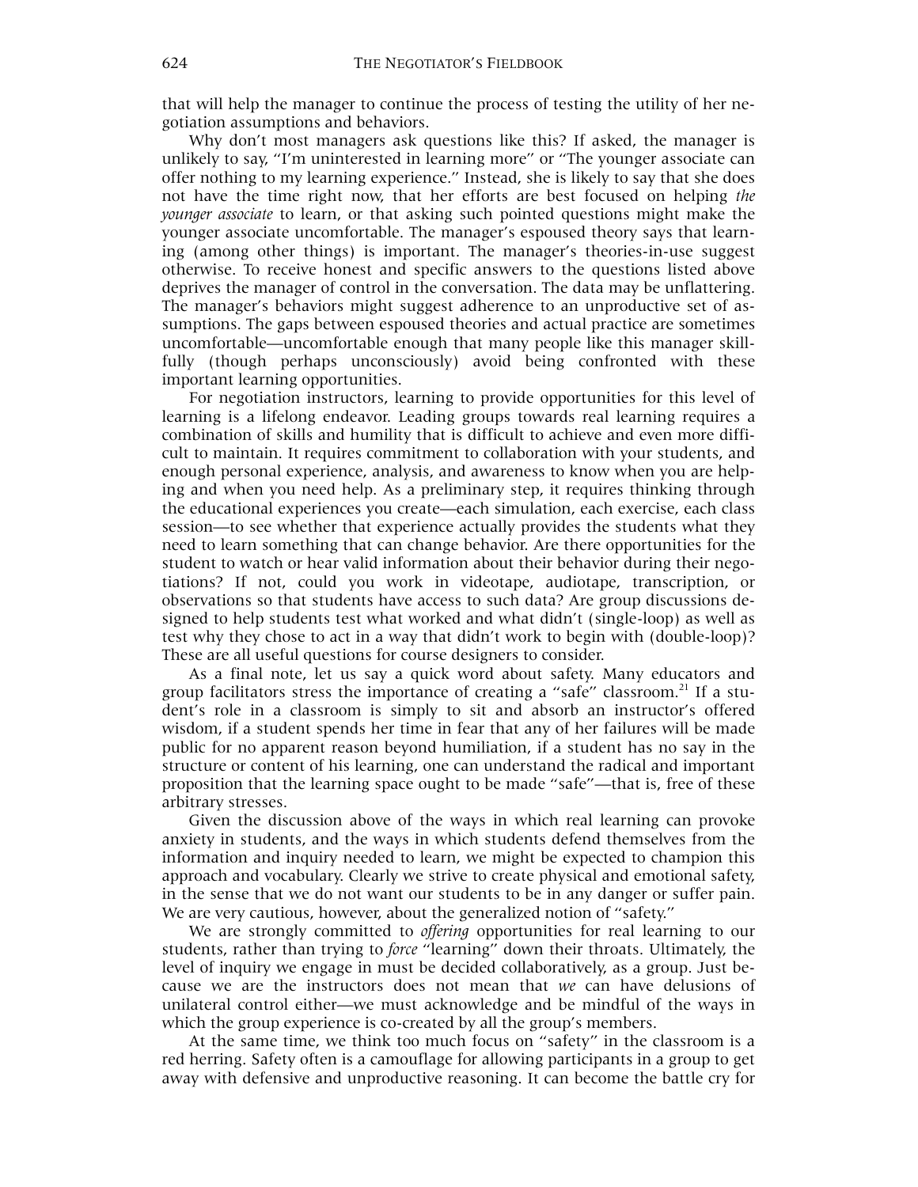that will help the manager to continue the process of testing the utility of her negotiation assumptions and behaviors.

Why don't most managers ask questions like this? If asked, the manager is unlikely to say, "I'm uninterested in learning more" or "The younger associate can offer nothing to my learning experience." Instead, she is likely to say that she does not have the time right now, that her efforts are best focused on helping *the younger associate* to learn, or that asking such pointed questions might make the younger associate uncomfortable. The manager's espoused theory says that learning (among other things) is important. The manager's theories-in-use suggest otherwise. To receive honest and specific answers to the questions listed above deprives the manager of control in the conversation. The data may be unflattering. The manager's behaviors might suggest adherence to an unproductive set of assumptions. The gaps between espoused theories and actual practice are sometimes uncomfortable—uncomfortable enough that many people like this manager skillfully (though perhaps unconsciously) avoid being confronted with these important learning opportunities.

For negotiation instructors, learning to provide opportunities for this level of learning is a lifelong endeavor. Leading groups towards real learning requires a combination of skills and humility that is difficult to achieve and even more difficult to maintain. It requires commitment to collaboration with your students, and enough personal experience, analysis, and awareness to know when you are helping and when you need help. As a preliminary step, it requires thinking through the educational experiences you create—each simulation, each exercise, each class session—to see whether that experience actually provides the students what they need to learn something that can change behavior. Are there opportunities for the student to watch or hear valid information about their behavior during their negotiations? If not, could you work in videotape, audiotape, transcription, or observations so that students have access to such data? Are group discussions designed to help students test what worked and what didn't (single-loop) as well as test why they chose to act in a way that didn't work to begin with (double-loop)? These are all useful questions for course designers to consider.

As a final note, let us say a quick word about safety. Many educators and group facilitators stress the importance of creating a "safe" classroom.[21] If a student's role in a classroom is simply to sit and absorb an instructor's offered wisdom, if a student spends her time in fear that any of her failures will be made public for no apparent reason beyond humiliation, if a student has no say in the structure or content of his learning, one can understand the radical and important proposition that the learning space ought to be made "safe"—that is, free of these arbitrary stresses.

Given the discussion above of the ways in which real learning can provoke anxiety in students, and the ways in which students defend themselves from the information and inquiry needed to learn, we might be expected to champion this approach and vocabulary. Clearly we strive to create physical and emotional safety, in the sense that we do not want our students to be in any danger or suffer pain. We are very cautious, however, about the generalized notion of "safety."

We are strongly committed to *offering* opportunities for real learning to our students, rather than trying to *force* "learning" down their throats. Ultimately, the level of inquiry we engage in must be decided collaboratively, as a group. Just because we are the instructors does not mean that *we* can have delusions of unilateral control either—we must acknowledge and be mindful of the ways in which the group experience is co-created by all the group's members.

At the same time, we think too much focus on "safety" in the classroom is a red herring. Safety often is a camouflage for allowing participants in a group to get away with defensive and unproductive reasoning. It can become the battle cry for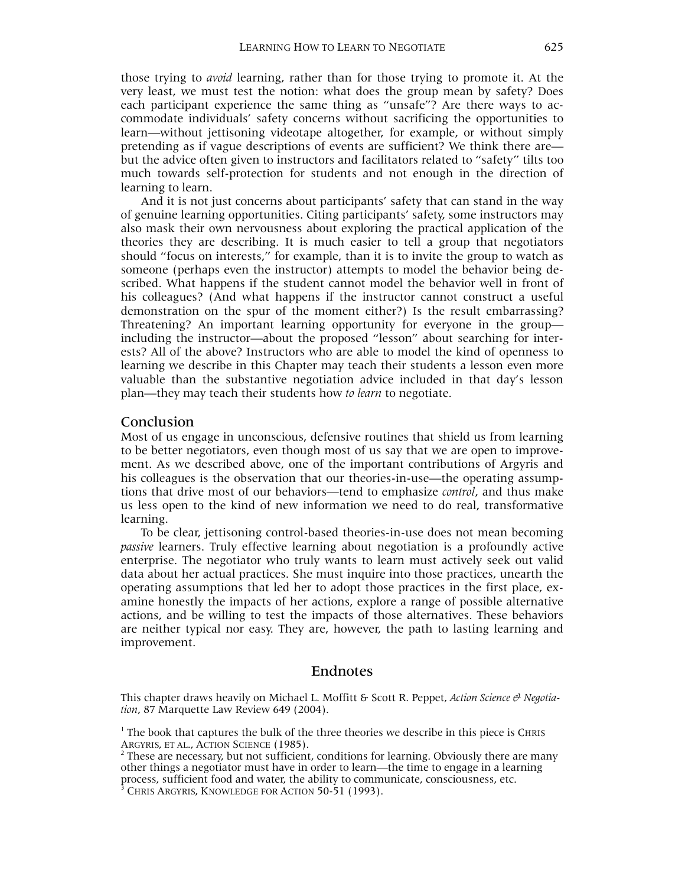those trying to *avoid* learning, rather than for those trying to promote it. At the very least, we must test the notion: what does the group mean by safety? Does each participant experience the same thing as "unsafe"? Are there ways to accommodate individuals' safety concerns without sacrificing the opportunities to learn—without jettisoning videotape altogether, for example, or without simply pretending as if vague descriptions of events are sufficient? We think there are—but the advice often given to instructors and facilitators related to "safety" tilts too much towards self-protection for students and not enough in the direction of learning to learn.

And it is not just concerns about participants' safety that can stand in the way of genuine learning opportunities. Citing participants' safety, some instructors may also mask their own nervousness about exploring the practical application of the theories they are describing. It is much easier to tell a group that negotiators should "focus on interests," for example, than it is to invite the group to watch as someone (perhaps even the instructor) attempts to model the behavior being described. What happens if the student cannot model the behavior well in front of his colleagues? (And what happens if the instructor cannot construct a useful demonstration on the spur of the moment either?) Is the result embarrassing? Threatening? An important learning opportunity for everyone in the group—including the instructor—about the proposed "lesson" about searching for interests? All of the above? Instructors who are able to model the kind of openness to learning we describe in this Chapter may teach their students a lesson even more valuable than the substantive negotiation advice included in that day's lesson plan—they may teach their students how *to learn* to negotiate.

## Conclusion

Most of us engage in unconscious, defensive routines that shield us from learning to be better negotiators, even though most of us say that we are open to improvement. As we described above, one of the important contributions of Argyris and his colleagues is the observation that our theories-in-use—the operating assumptions that drive most of our behaviors—tend to emphasize *control*, and thus make us less open to the kind of new information we need to do real, transformative learning.

To be clear, jettisoning control-based theories-in-use does not mean becoming *passive* learners. Truly effective learning about negotiation is a profoundly active enterprise. The negotiator who truly wants to learn must actively seek out valid data about her actual practices. She must inquire into those practices, unearth the operating assumptions that led her to adopt those practices in the first place, examine honestly the impacts of her actions, explore a range of possible alternative actions, and be willing to test the impacts of those alternatives. These behaviors are neither typical nor easy. They are, however, the path to lasting learning and improvement.

## Endnotes

This chapter draws heavily on Michael L. Moffitt & Scott R. Peppet, *Action Science & Negotiation*, 87 Marquette Law Review 649 (2004).

[1] The book that captures the bulk of the three theories we describe in this piece is Chris Argyris, et al., Action Science (1985).

[2] These are necessary, but not sufficient, conditions for learning. Obviously there are many other things a negotiator must have in order to learn—the time to engage in a learning process, sufficient food and water, the ability to communicate, consciousness, etc.

[3] Chris Argyris, Knowledge for Action 50-51 (1993).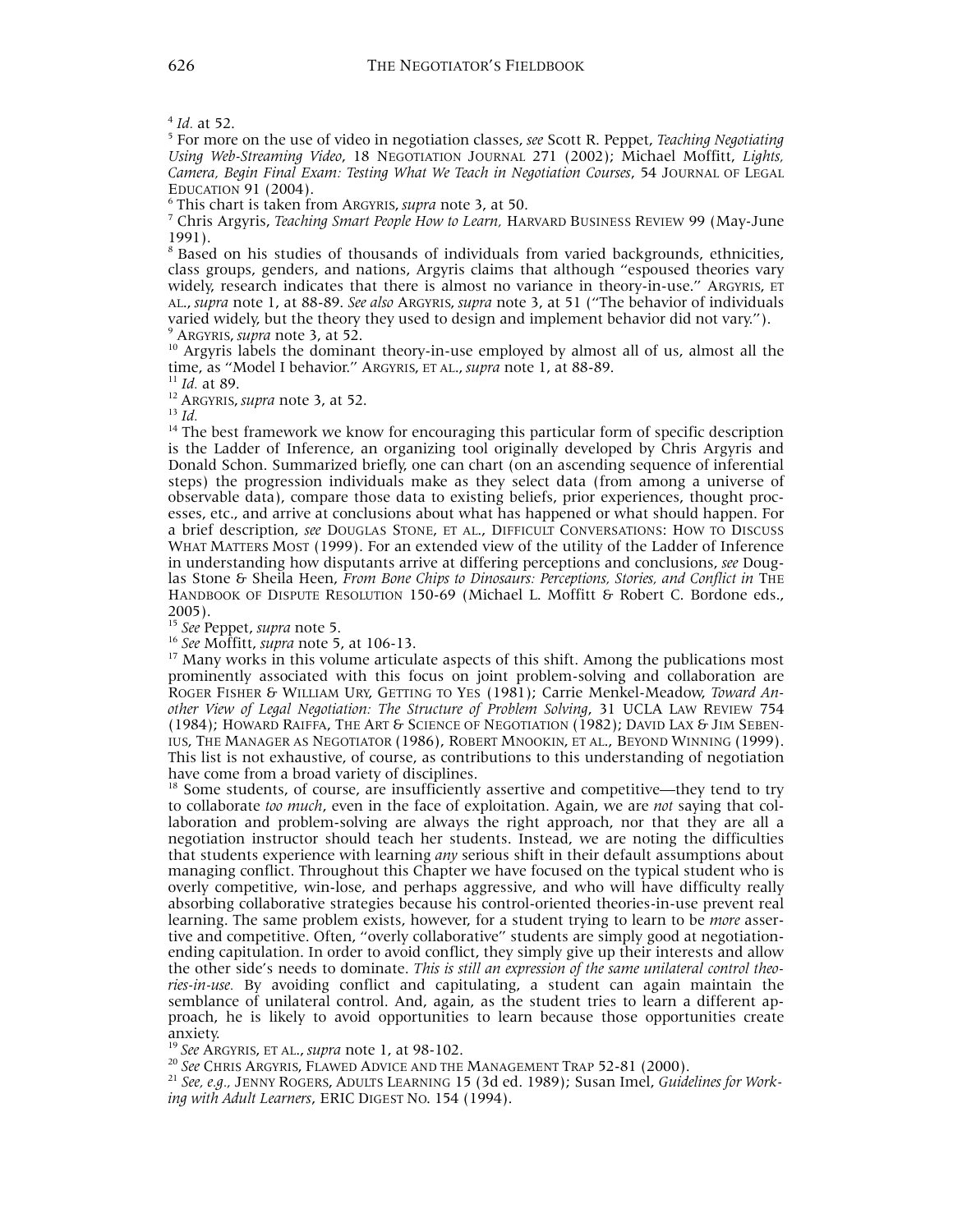[4] *Id.* at 52.

[5] For more on the use of video in negotiation classes, *see* Scott R. Peppet, *Teaching Negotiating Using Web-Streaming Video*, 18 NEGOTIATION JOURNAL 271 (2002); Michael Moffitt, *Lights, Camera, Begin Final Exam: Testing What We Teach in Negotiation Courses*, 54 JOURNAL OF LEGAL EDUCATION 91 (2004).

[6] This chart is taken from ARGYRIS, *supra* note 3, at 50.

[7] Chris Argyris, *Teaching Smart People How to Learn,* HARVARD BUSINESS REVIEW 99 (May-June 1991).

[8] Based on his studies of thousands of individuals from varied backgrounds, ethnicities, class groups, genders, and nations, Argyris claims that although "espoused theories vary widely, research indicates that there is almost no variance in theory-in-use." ARGYRIS, ET AL., *supra* note 1, at 88-89. *See also* ARGYRIS, *supra* note 3, at 51 ("The behavior of individuals varied widely, but the theory they used to design and implement behavior did not vary.").

[9] ARGYRIS, *supra* note 3, at 52.

[10] Argyris labels the dominant theory-in-use employed by almost all of us, almost all the time, as "Model I behavior." ARGYRIS, ET AL., *supra* note 1, at 88-89.

[11] *Id.* at 89.

[12] ARGYRIS, *supra* note 3, at 52.

[13] *Id.*

[14] The best framework we know for encouraging this particular form of specific description is the Ladder of Inference, an organizing tool originally developed by Chris Argyris and Donald Schon. Summarized briefly, one can chart (on an ascending sequence of inferential steps) the progression individuals make as they select data (from among a universe of observable data), compare those data to existing beliefs, prior experiences, thought processes, etc., and arrive at conclusions about what has happened or what should happen. For a brief description, *see* DOUGLAS STONE, ET AL., DIFFICULT CONVERSATIONS: HOW TO DISCUSS WHAT MATTERS MOST (1999). For an extended view of the utility of the Ladder of Inference in understanding how disputants arrive at differing perceptions and conclusions, *see* Douglas Stone & Sheila Heen, *From Bone Chips to Dinosaurs: Perceptions, Stories, and Conflict in* THE HANDBOOK OF DISPUTE RESOLUTION 150-69 (Michael L. Moffitt & Robert C. Bordone eds., 2005).

[15] *See* Peppet, *supra* note 5.

[16] *See* Moffitt, *supra* note 5, at 106-13.

[17] Many works in this volume articulate aspects of this shift. Among the publications most prominently associated with this focus on joint problem-solving and collaboration are ROGER FISHER & WILLIAM URY, GETTING TO YES (1981); Carrie Menkel-Meadow, *Toward Another View of Legal Negotiation: The Structure of Problem Solving*, 31 UCLA LAW REVIEW 754 (1984); HOWARD RAIFFA, THE ART & SCIENCE OF NEGOTIATION (1982); DAVID LAX & JIM SEBENIUS, THE MANAGER AS NEGOTIATOR (1986), ROBERT MNOOKIN, ET AL., BEYOND WINNING (1999). This list is not exhaustive, of course, as contributions to this understanding of negotiation have come from a broad variety of disciplines.

[18] Some students, of course, are insufficiently assertive and competitive—they tend to try to collaborate *too much*, even in the face of exploitation. Again, we are *not* saying that collaboration and problem-solving are always the right approach, nor that they are all a negotiation instructor should teach her students. Instead, we are noting the difficulties that students experience with learning *any* serious shift in their default assumptions about managing conflict. Throughout this Chapter we have focused on the typical student who is overly competitive, win-lose, and perhaps aggressive, and who will have difficulty really absorbing collaborative strategies because his control-oriented theories-in-use prevent real learning. The same problem exists, however, for a student trying to learn to be *more* assertive and competitive. Often, "overly collaborative" students are simply good at negotiation-ending capitulation. In order to avoid conflict, they simply give up their interests and allow the other side's needs to dominate. *This is still an expression of the same unilateral control theories-in-use.* By avoiding conflict and capitulating, a student can again maintain the semblance of unilateral control. And, again, as the student tries to learn a different approach, he is likely to avoid opportunities to learn because those opportunities create anxiety.

[19] *See* ARGYRIS, ET AL., *supra* note 1, at 98-102.

[20] *See* CHRIS ARGYRIS, FLAWED ADVICE AND THE MANAGEMENT TRAP 52-81 (2000).

[21] *See, e.g.,* JENNY ROGERS, ADULTS LEARNING 15 (3d ed. 1989); Susan Imel, *Guidelines for Working with Adult Learners*, ERIC DIGEST NO. 154 (1994).